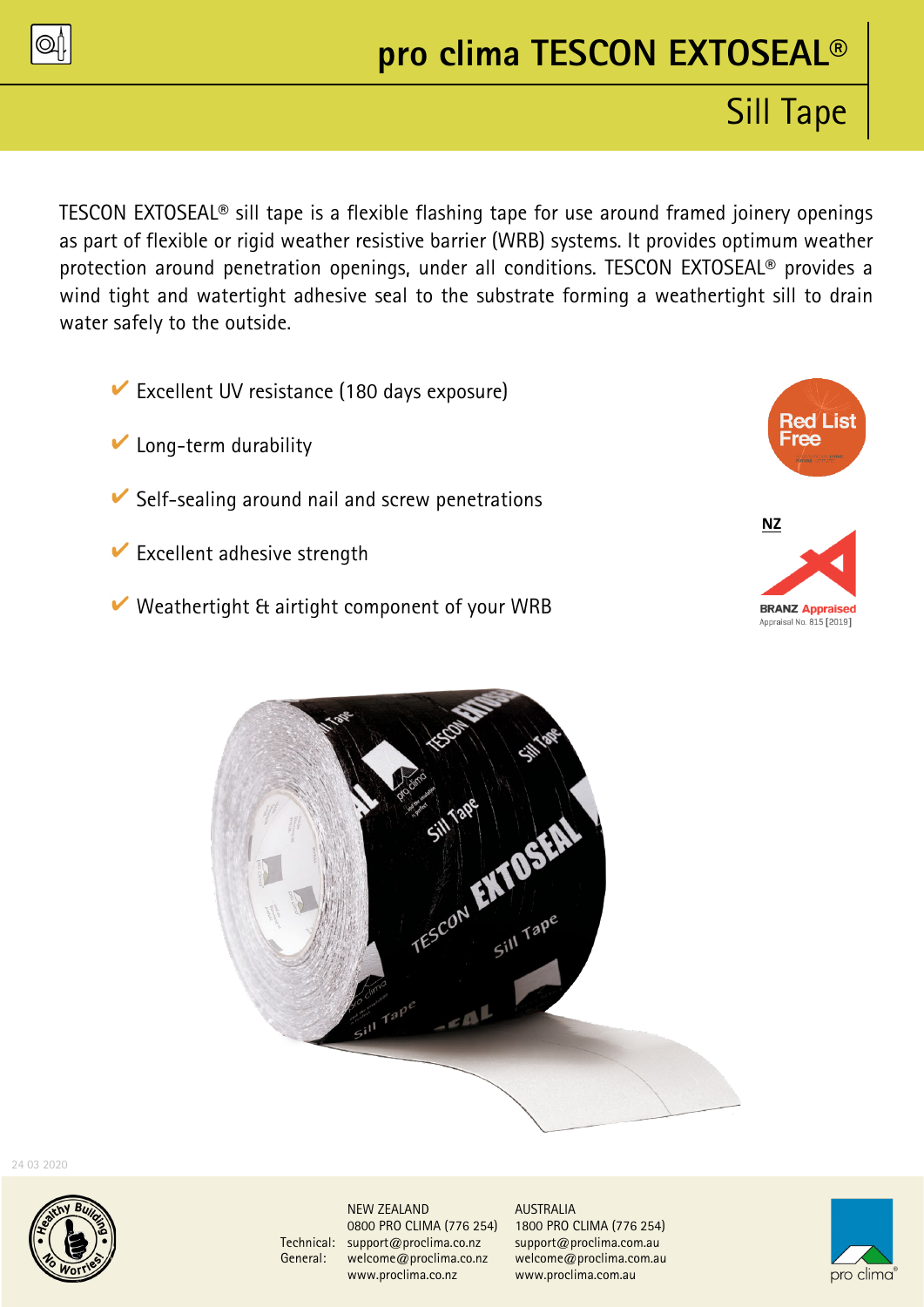# pro clima TESCON EXTOSEAL®

## Sill Tape

TESCON EXTOSEAL® sill tape is a flexible flashing tape for use around framed joinery openings as part of flexible or rigid weather resistive barrier (WRB) systems. It provides optimum weather protection around penetration openings, under all conditions. TESCON EXTOSEAL® provides a wind tight and watertight adhesive seal to the substrate forming a weathertight sill to drain water safely to the outside.

- ✔ Excellent UV resistance (180 days exposure)
- ✔ Long-term durability
- ✔ Self-sealing around nail and screw penetrations
- ✔ Excellent adhesive strength
- ✔ Weathertight & airtight component of your WRB

Red List Free

NZ

BRANZ Appraised
Appraisal No. 815 [2019]

24 03 2020

| | NEW ZEALAND | AUSTRALIA |
|---|---|---|
| | 0800 PRO CLIMA (776 254) | 1800 PRO CLIMA (776 254) |
| Technical: | support@proclima.co.nz | support@proclima.com.au |
| General: | welcome@proclima.co.nz | welcome@proclima.com.au |
| | www.proclima.co.nz | www.proclima.com.au |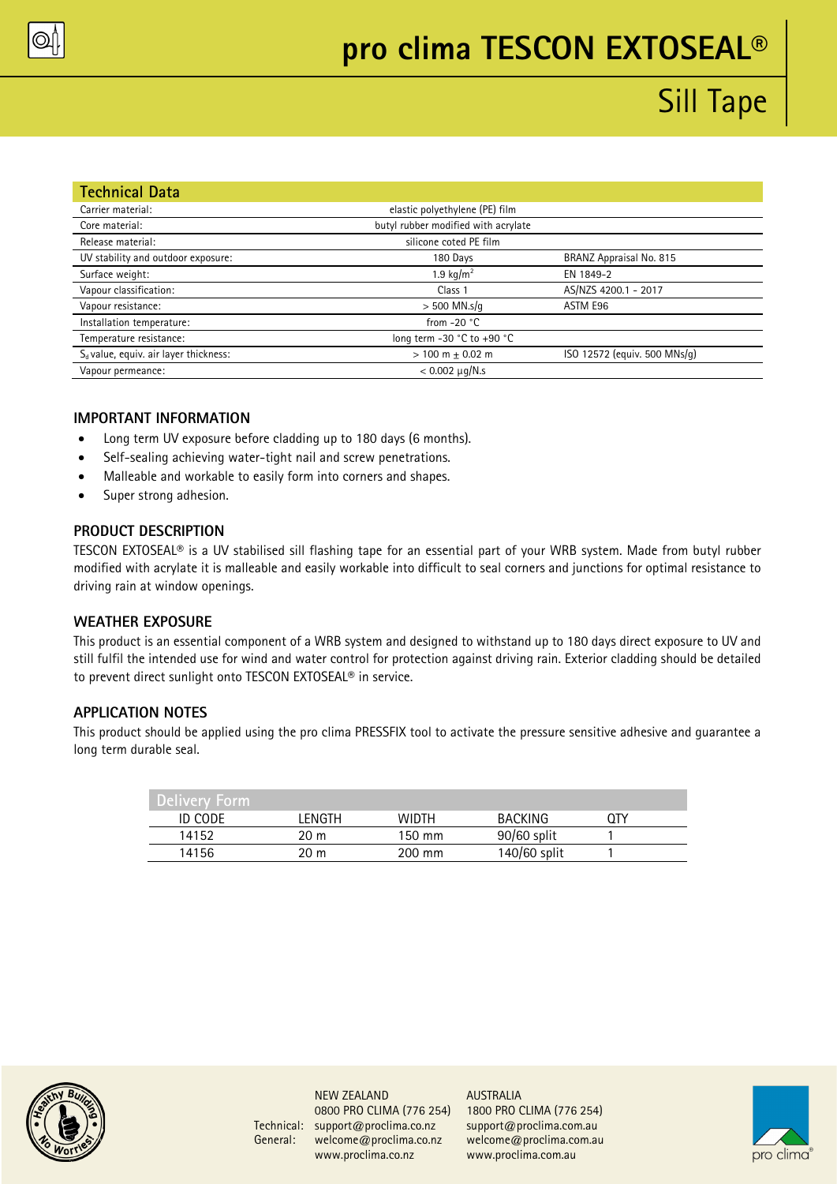# pro clima TESCON EXTOSEAL®

## Sill Tape

| Technical Data | | |
|---|---|---|
| Carrier material: | elastic polyethylene (PE) film | |
| Core material: | butyl rubber modified with acrylate | |
| Release material: | silicone coted PE film | |
| UV stability and outdoor exposure: | 180 Days | BRANZ Appraisal No. 815 |
| Surface weight: | 1.9 kg/m$^2$ | EN 1849-2 |
| Vapour classification: | Class 1 | AS/NZS 4200.1 - 2017 |
| Vapour resistance: | > 500 MN.s/g | ASTM E96 |
| Installation temperature: | from -20 °C | |
| Temperature resistance: | long term -30 °C to +90 °C | |
| $S_d$ value, equiv. air layer thickness: | > 100 m ± 0.02 m | ISO 12572 (equiv. 500 MNs/g) |
| Vapour permeance: | < 0.002 µg/N.s | |

### IMPORTANT INFORMATION

- Long term UV exposure before cladding up to 180 days (6 months).
- Self-sealing achieving water-tight nail and screw penetrations.
- Malleable and workable to easily form into corners and shapes.
- Super strong adhesion.

### PRODUCT DESCRIPTION

TESCON EXTOSEAL® is a UV stabilised sill flashing tape for an essential part of your WRB system. Made from butyl rubber modified with acrylate it is malleable and easily workable into difficult to seal corners and junctions for optimal resistance to driving rain at window openings.

### WEATHER EXPOSURE

This product is an essential component of a WRB system and designed to withstand up to 180 days direct exposure to UV and still fulfil the intended use for wind and water control for protection against driving rain. Exterior cladding should be detailed to prevent direct sunlight onto TESCON EXTOSEAL® in service.

### APPLICATION NOTES

This product should be applied using the pro clima PRESSFIX tool to activate the pressure sensitive adhesive and guarantee a long term durable seal.

| Delivery Form | | | | |
|---|---|---|---|---|
| ID CODE | LENGTH | WIDTH | BACKING | QTY |
| 14152 | 20 m | 150 mm | 90/60 split | 1 |
| 14156 | 20 m | 200 mm | 140/60 split | 1 |

| | NEW ZEALAND | AUSTRALIA |
|---|---|---|
| | 0800 PRO CLIMA (776 254) | 1800 PRO CLIMA (776 254) |
| Technical: | support@proclima.co.nz | support@proclima.com.au |
| General: | welcome@proclima.co.nz | welcome@proclima.com.au |
| | www.proclima.co.nz | www.proclima.com.au |